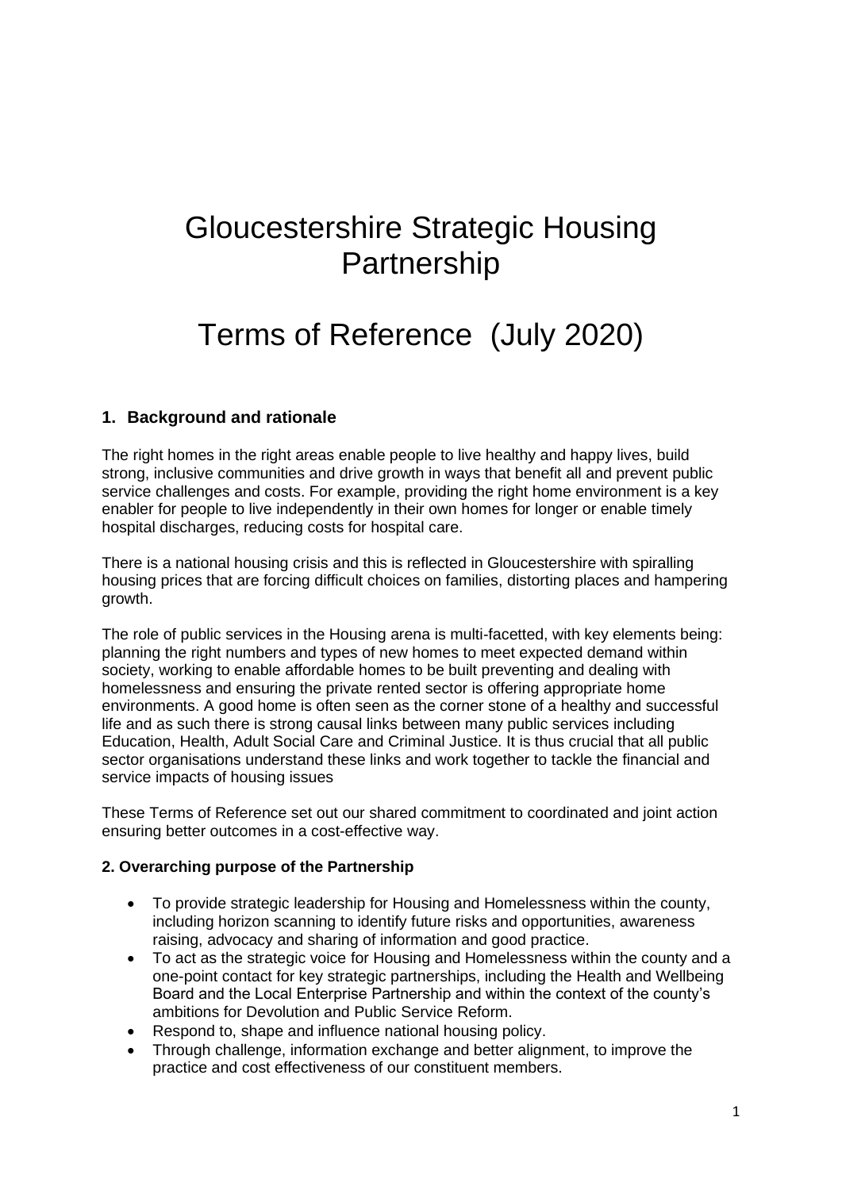# Gloucestershire Strategic Housing Partnership

# Terms of Reference (July 2020)

## 1. Background and rationale

The right homes in the right areas enable people to live healthy and happy lives, build strong, inclusive communities and drive growth in ways that benefit all and prevent public service challenges and costs. For example, providing the right home environment is a key enabler for people to live independently in their own homes for longer or enable timely hospital discharges, reducing costs for hospital care.

There is a national housing crisis and this is reflected in Gloucestershire with spiralling housing prices that are forcing difficult choices on families, distorting places and hampering growth.

The role of public services in the Housing arena is multi-facetted, with key elements being: planning the right numbers and types of new homes to meet expected demand within society, working to enable affordable homes to be built preventing and dealing with homelessness and ensuring the private rented sector is offering appropriate home environments. A good home is often seen as the corner stone of a healthy and successful life and as such there is strong causal links between many public services including Education, Health, Adult Social Care and Criminal Justice. It is thus crucial that all public sector organisations understand these links and work together to tackle the financial and service impacts of housing issues

These Terms of Reference set out our shared commitment to coordinated and joint action ensuring better outcomes in a cost-effective way.

## 2. Overarching purpose of the Partnership

- To provide strategic leadership for Housing and Homelessness within the county, including horizon scanning to identify future risks and opportunities, awareness raising, advocacy and sharing of information and good practice.
- To act as the strategic voice for Housing and Homelessness within the county and a one-point contact for key strategic partnerships, including the Health and Wellbeing Board and the Local Enterprise Partnership and within the context of the county's ambitions for Devolution and Public Service Reform.
- Respond to, shape and influence national housing policy.
- Through challenge, information exchange and better alignment, to improve the practice and cost effectiveness of our constituent members.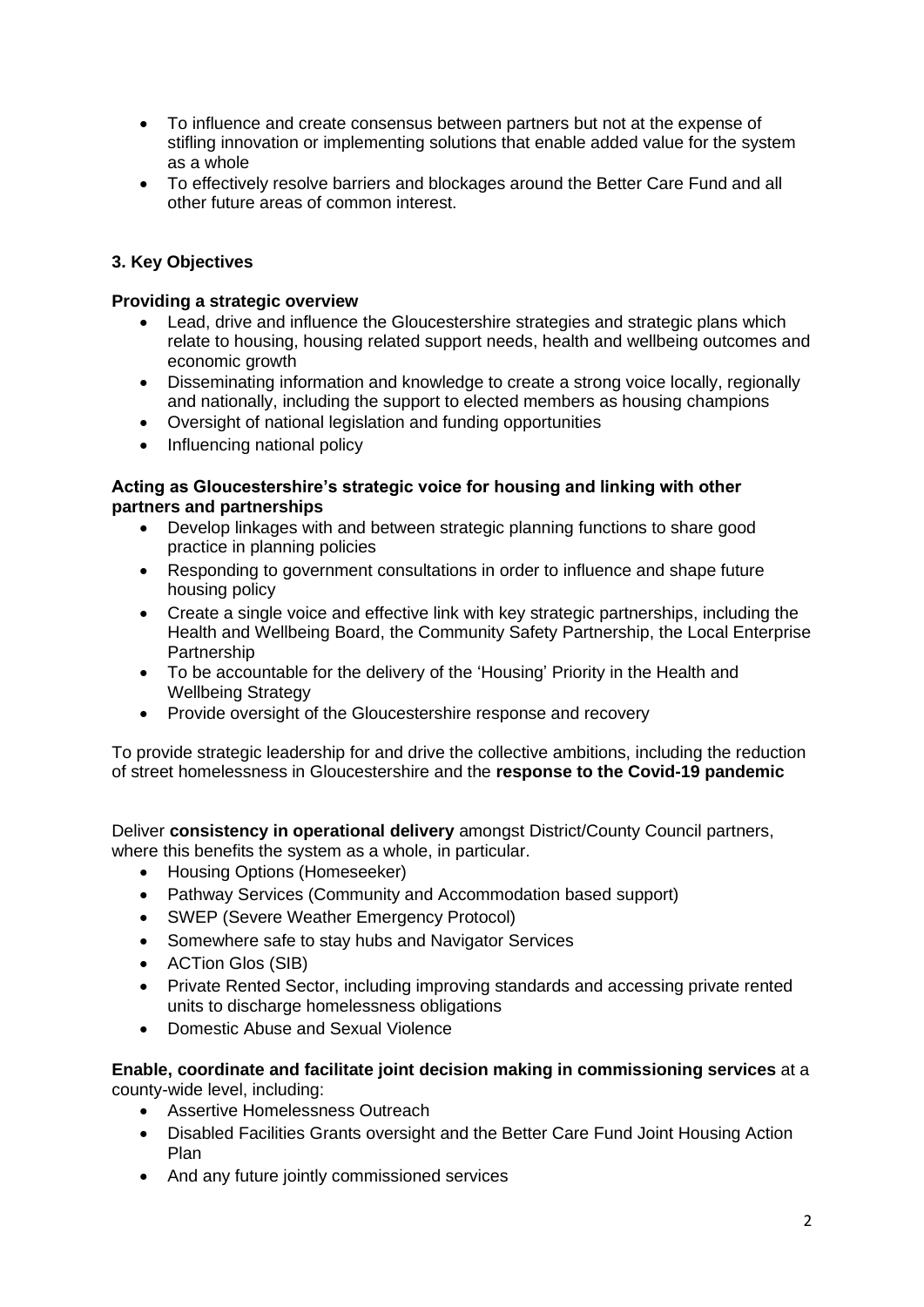- To influence and create consensus between partners but not at the expense of stifling innovation or implementing solutions that enable added value for the system as a whole
- To effectively resolve barriers and blockages around the Better Care Fund and all other future areas of common interest.

### 3. Key Objectives

**Providing a strategic overview**

- Lead, drive and influence the Gloucestershire strategies and strategic plans which relate to housing, housing related support needs, health and wellbeing outcomes and economic growth
- Disseminating information and knowledge to create a strong voice locally, regionally and nationally, including the support to elected members as housing champions
- Oversight of national legislation and funding opportunities
- Influencing national policy

**Acting as Gloucestershire's strategic voice for housing and linking with other partners and partnerships**

- Develop linkages with and between strategic planning functions to share good practice in planning policies
- Responding to government consultations in order to influence and shape future housing policy
- Create a single voice and effective link with key strategic partnerships, including the Health and Wellbeing Board, the Community Safety Partnership, the Local Enterprise Partnership
- To be accountable for the delivery of the 'Housing' Priority in the Health and Wellbeing Strategy
- Provide oversight of the Gloucestershire response and recovery

To provide strategic leadership for and drive the collective ambitions, including the reduction of street homelessness in Gloucestershire and the **response to the Covid-19 pandemic**

Deliver **consistency in operational delivery** amongst District/County Council partners, where this benefits the system as a whole, in particular.

- Housing Options (Homeseeker)
- Pathway Services (Community and Accommodation based support)
- SWEP (Severe Weather Emergency Protocol)
- Somewhere safe to stay hubs and Navigator Services
- ACTion Glos (SIB)
- Private Rented Sector, including improving standards and accessing private rented units to discharge homelessness obligations
- Domestic Abuse and Sexual Violence

**Enable, coordinate and facilitate joint decision making in commissioning services** at a county-wide level, including:

- Assertive Homelessness Outreach
- Disabled Facilities Grants oversight and the Better Care Fund Joint Housing Action Plan
- And any future jointly commissioned services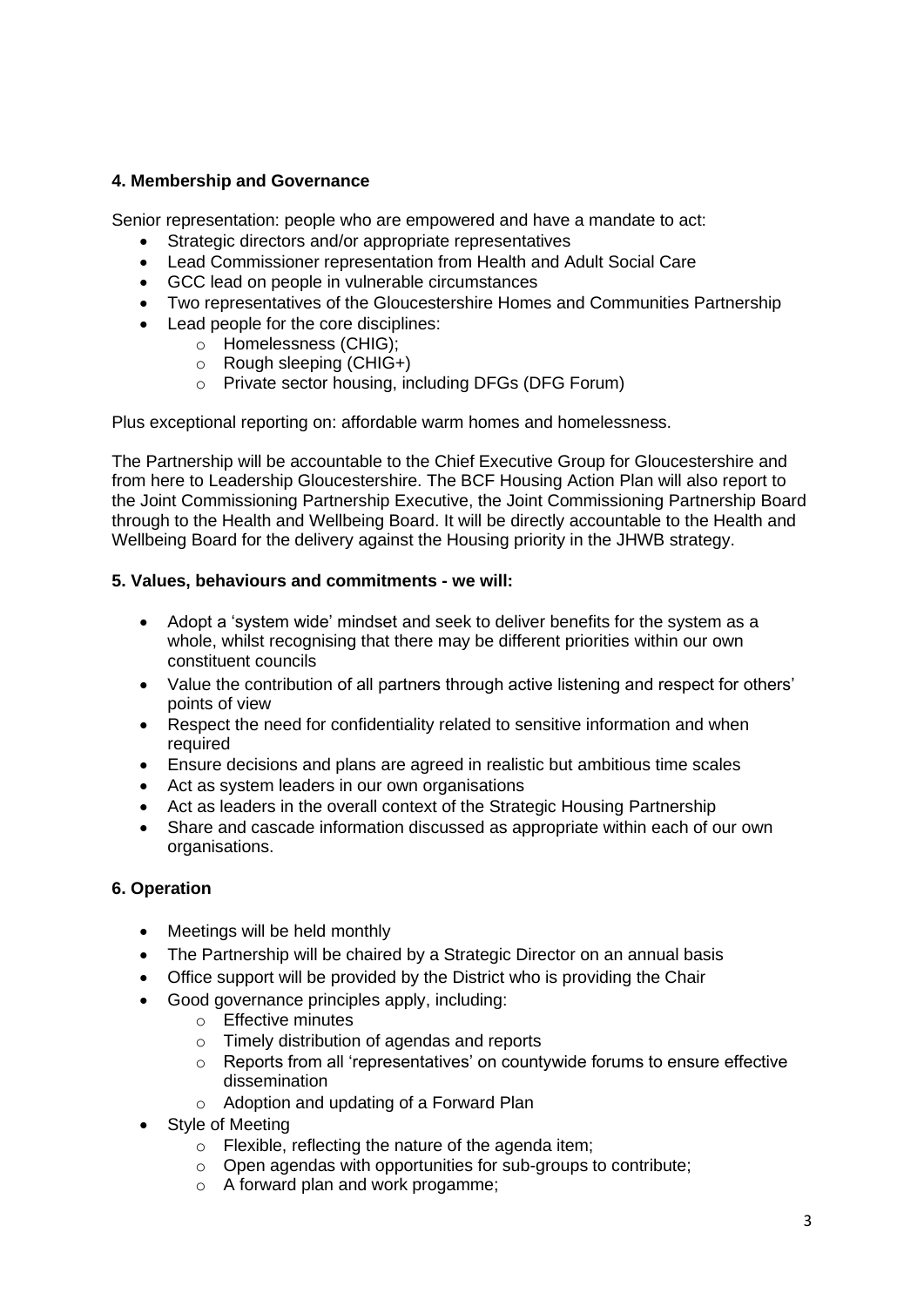### 4. Membership and Governance

Senior representation: people who are empowered and have a mandate to act:

- Strategic directors and/or appropriate representatives
- Lead Commissioner representation from Health and Adult Social Care
- GCC lead on people in vulnerable circumstances
- Two representatives of the Gloucestershire Homes and Communities Partnership
- Lead people for the core disciplines:
  - Homelessness (CHIG);
  - Rough sleeping (CHIG+)
  - Private sector housing, including DFGs (DFG Forum)

Plus exceptional reporting on: affordable warm homes and homelessness.

The Partnership will be accountable to the Chief Executive Group for Gloucestershire and from here to Leadership Gloucestershire. The BCF Housing Action Plan will also report to the Joint Commissioning Partnership Executive, the Joint Commissioning Partnership Board through to the Health and Wellbeing Board. It will be directly accountable to the Health and Wellbeing Board for the delivery against the Housing priority in the JHWB strategy.

### 5. Values, behaviours and commitments - we will:

- Adopt a 'system wide' mindset and seek to deliver benefits for the system as a whole, whilst recognising that there may be different priorities within our own constituent councils
- Value the contribution of all partners through active listening and respect for others' points of view
- Respect the need for confidentiality related to sensitive information and when required
- Ensure decisions and plans are agreed in realistic but ambitious time scales
- Act as system leaders in our own organisations
- Act as leaders in the overall context of the Strategic Housing Partnership
- Share and cascade information discussed as appropriate within each of our own organisations.

### 6. Operation

- Meetings will be held monthly
- The Partnership will be chaired by a Strategic Director on an annual basis
- Office support will be provided by the District who is providing the Chair
- Good governance principles apply, including:
  - Effective minutes
  - Timely distribution of agendas and reports
  - Reports from all 'representatives' on countywide forums to ensure effective dissemination
  - Adoption and updating of a Forward Plan
- Style of Meeting
  - Flexible, reflecting the nature of the agenda item;
  - Open agendas with opportunities for sub-groups to contribute;
  - A forward plan and work progamme;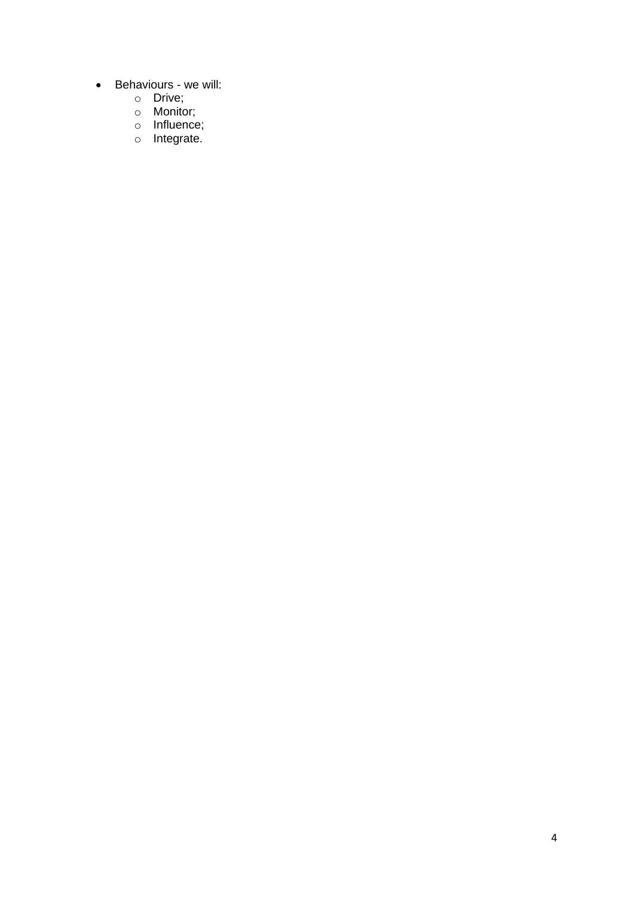- Behaviours - we will:
  - Drive;
  - Monitor;
  - Influence;
  - Integrate.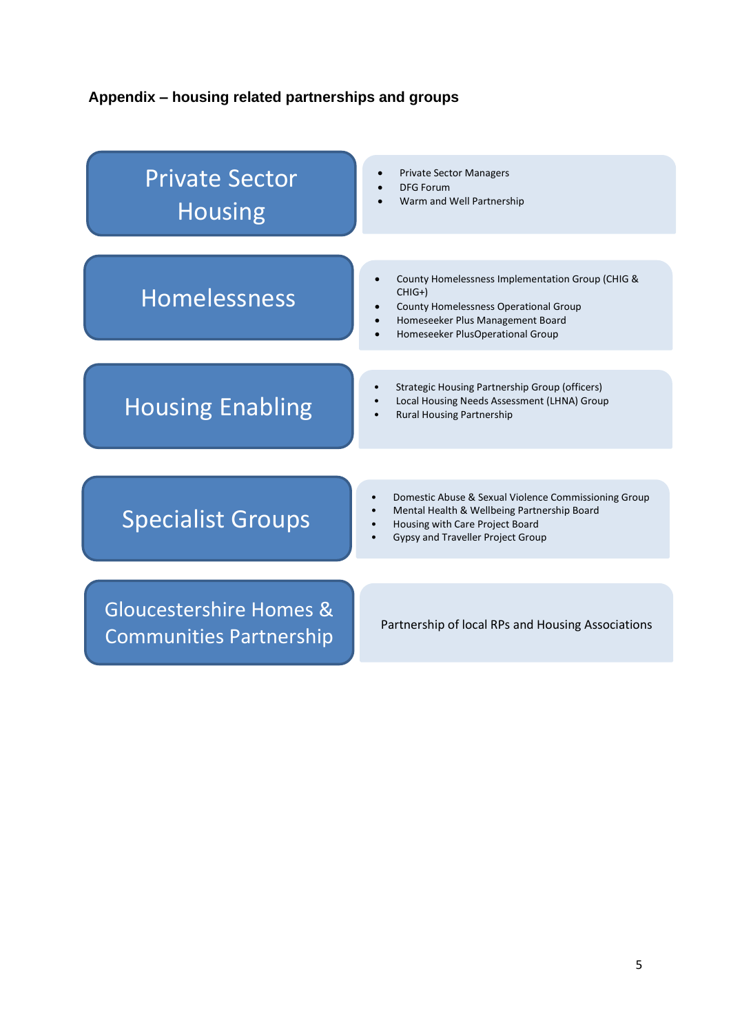### Appendix – housing related partnerships and groups

**Private Sector Housing**

- Private Sector Managers
- DFG Forum
- Warm and Well Partnership

**Homelessness**

- County Homelessness Implementation Group (CHIG & CHIG+)
- County Homelessness Operational Group
- Homeseeker Plus Management Board
- Homeseeker PlusOperational Group

**Housing Enabling**

- Strategic Housing Partnership Group (officers)
- Local Housing Needs Assessment (LHNA) Group
- Rural Housing Partnership

**Specialist Groups**

- Domestic Abuse & Sexual Violence Commissioning Group
- Mental Health & Wellbeing Partnership Board
- Housing with Care Project Board
- Gypsy and Traveller Project Group

**Gloucestershire Homes & Communities Partnership**

Partnership of local RPs and Housing Associations